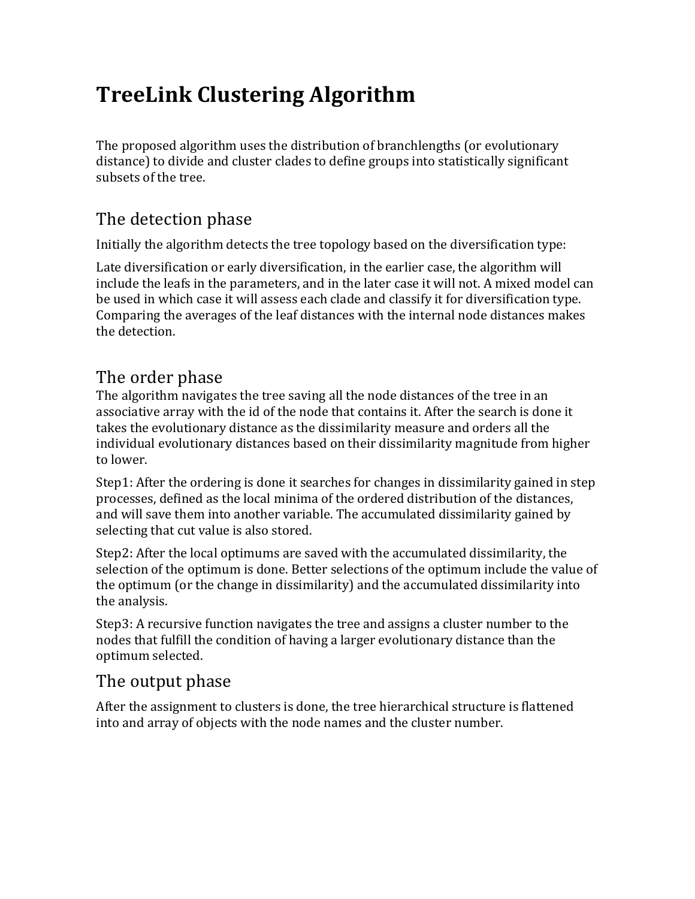# TreeLink Clustering Algorithm

The proposed algorithm uses the distribution of branchlengths (or evolutionary distance) to divide and cluster clades to define groups into statistically significant subsets of the tree.

## The detection phase

Initially the algorithm detects the tree topology based on the diversification type:

Late diversification or early diversification, in the earlier case, the algorithm will include the leafs in the parameters, and in the later case it will not. A mixed model can be used in which case it will assess each clade and classify it for diversification type. Comparing the averages of the leaf distances with the internal node distances makes the detection.

## The order phase

The algorithm navigates the tree saving all the node distances of the tree in an associative array with the id of the node that contains it. After the search is done it takes the evolutionary distance as the dissimilarity measure and orders all the individual evolutionary distances based on their dissimilarity magnitude from higher to lower.

Step1: After the ordering is done it searches for changes in dissimilarity gained in step processes, defined as the local minima of the ordered distribution of the distances, and will save them into another variable. The accumulated dissimilarity gained by selecting that cut value is also stored.

Step2: After the local optimums are saved with the accumulated dissimilarity, the selection of the optimum is done. Better selections of the optimum include the value of the optimum (or the change in dissimilarity) and the accumulated dissimilarity into the analysis.

Step3: A recursive function navigates the tree and assigns a cluster number to the nodes that fulfill the condition of having a larger evolutionary distance than the optimum selected.

## The output phase

After the assignment to clusters is done, the tree hierarchical structure is flattened into and array of objects with the node names and the cluster number.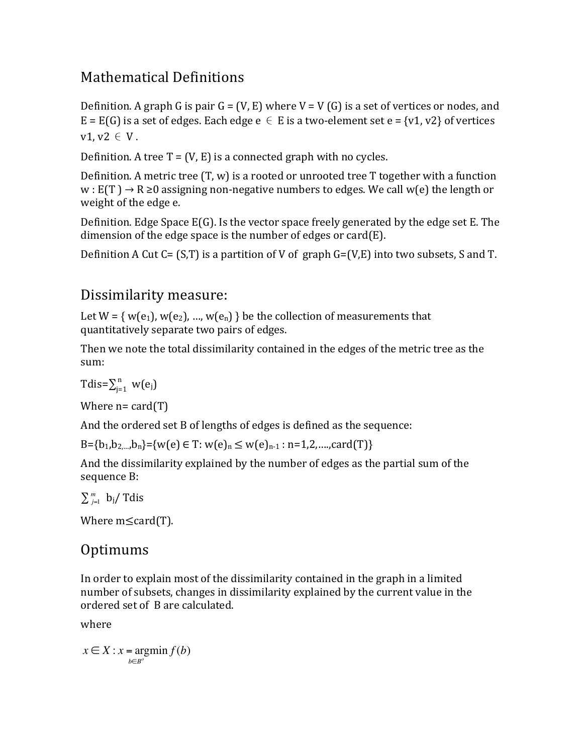## Mathematical Definitions

Definition. A graph G is pair G = (V, E) where V = V (G) is a set of vertices or nodes, and E = E(G) is a set of edges. Each edge $e \in E$ is a two-element set e = {v1, v2} of vertices $v1, v2 \in V$.

Definition. A tree T = (V, E) is a connected graph with no cycles.

Definition. A metric tree (T, w) is a rooted or unrooted tree T together with a function $w : E(T) \rightarrow R \geq 0$ assigning non-negative numbers to edges. We call w(e) the length or weight of the edge e.

Definition. Edge Space E(G). Is the vector space freely generated by the edge set E. The dimension of the edge space is the number of edges or card(E).

Definition A Cut C= (S,T) is a partition of V of graph G=(V,E) into two subsets, S and T.

## Dissimilarity measure:

Let W = { $w(e_1)$, $w(e_2)$, …, $w(e_n)$ } be the collection of measurements that quantitatively separate two pairs of edges.

Then we note the total dissimilarity contained in the edges of the metric tree as the sum:

$$Tdis=\sum_{j=1}^{n} w(e_j)$$

Where n= card(T)

And the ordered set B of lengths of edges is defined as the sequence:

$$B=\{b_1,b_2,...,b_n\}=\{w(e) \in T: w(e)_n \leq w(e)_{n-1} : n=1,2,....,card(T)\}$$

And the dissimilarity explained by the number of edges as the partial sum of the sequence B:

$$\sum_{j=1}^{m} b_j / Tdis$$

Where $m \leq card(T)$.

## Optimums

In order to explain most of the dissimilarity contained in the graph in a limited number of subsets, changes in dissimilarity explained by the current value in the ordered set of B are calculated.

where

$$x \in X : x = \underset{b \in B^o}{\operatorname{argmin}} f(b)$$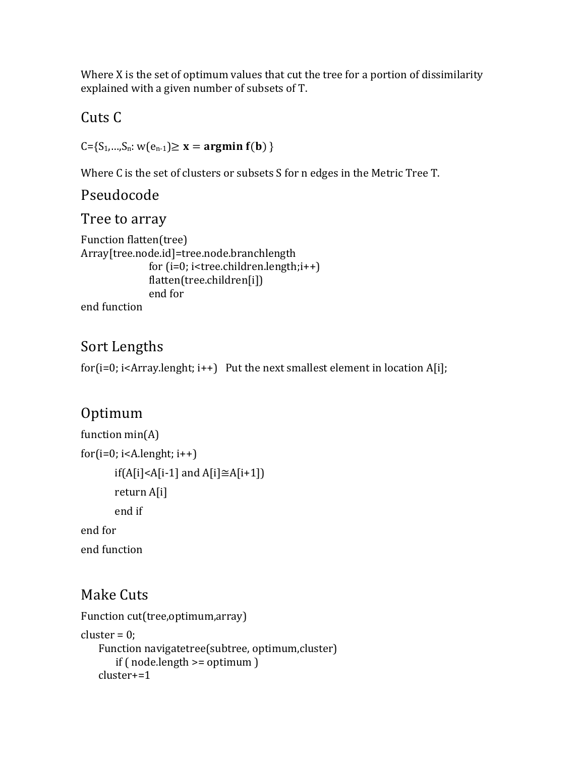Where X is the set of optimum values that cut the tree for a portion of dissimilarity explained with a given number of subsets of T.

## Cuts C

$C=\{S_1,\ldots,S_n: w(e_{n-1}) \geq \mathbf{x} = \mathbf{argmin}\ \mathbf{f}(\mathbf{b})\}$

Where C is the set of clusters or subsets S for n edges in the Metric Tree T.

## Pseudocode

## Tree to array

```
Function flatten(tree)
Array[tree.node.id]=tree.node.branchlength
            for (i=0; i<tree.children.length;i++)
            flatten(tree.children[i])
            end for
end function
```

## Sort Lengths

```
for(i=0; i<Array.lenght; i++)   Put the next smallest element in location A[i];
```

## Optimum

```
function min(A)
for(i=0; i<A.lenght; i++)
      if(A[i]<A[i-1] and A[i]≅A[i+1])
      return A[i]
      end if
end for
end function
```

## Make Cuts

```
Function cut(tree,optimum,array)
cluster = 0;
   Function navigatetree(subtree, optimum,cluster)
      if ( node.length >= optimum )
   cluster+=1
```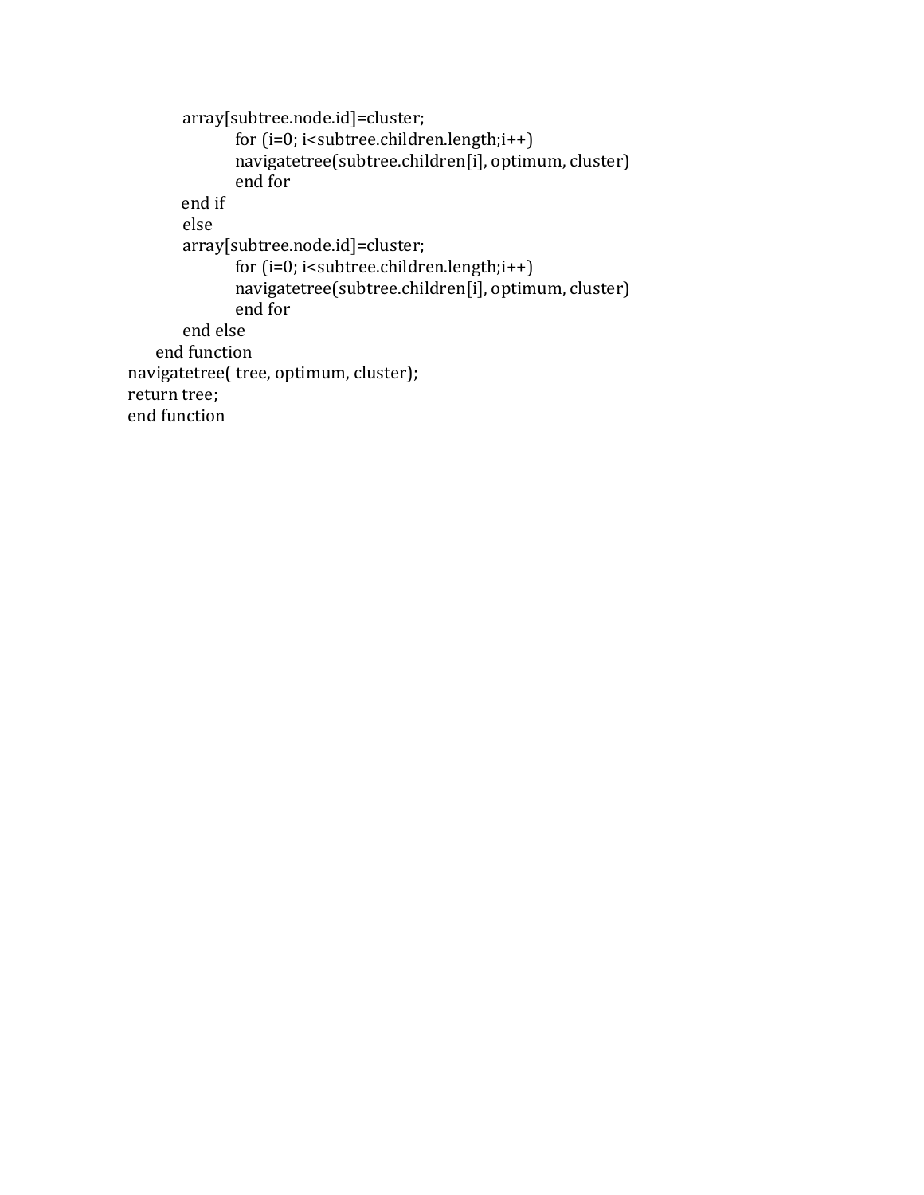```
            array[subtree.node.id]=cluster;
                    for (i=0; i<subtree.children.length;i++)
                    navigatetree(subtree.children[i], optimum, cluster)
                    end for
            end if
            else
            array[subtree.node.id]=cluster;
                    for (i=0; i<subtree.children.length;i++)
                    navigatetree(subtree.children[i], optimum, cluster)
                    end for
            end else
        end function
navigatetree( tree, optimum, cluster);
return tree;
end function
```